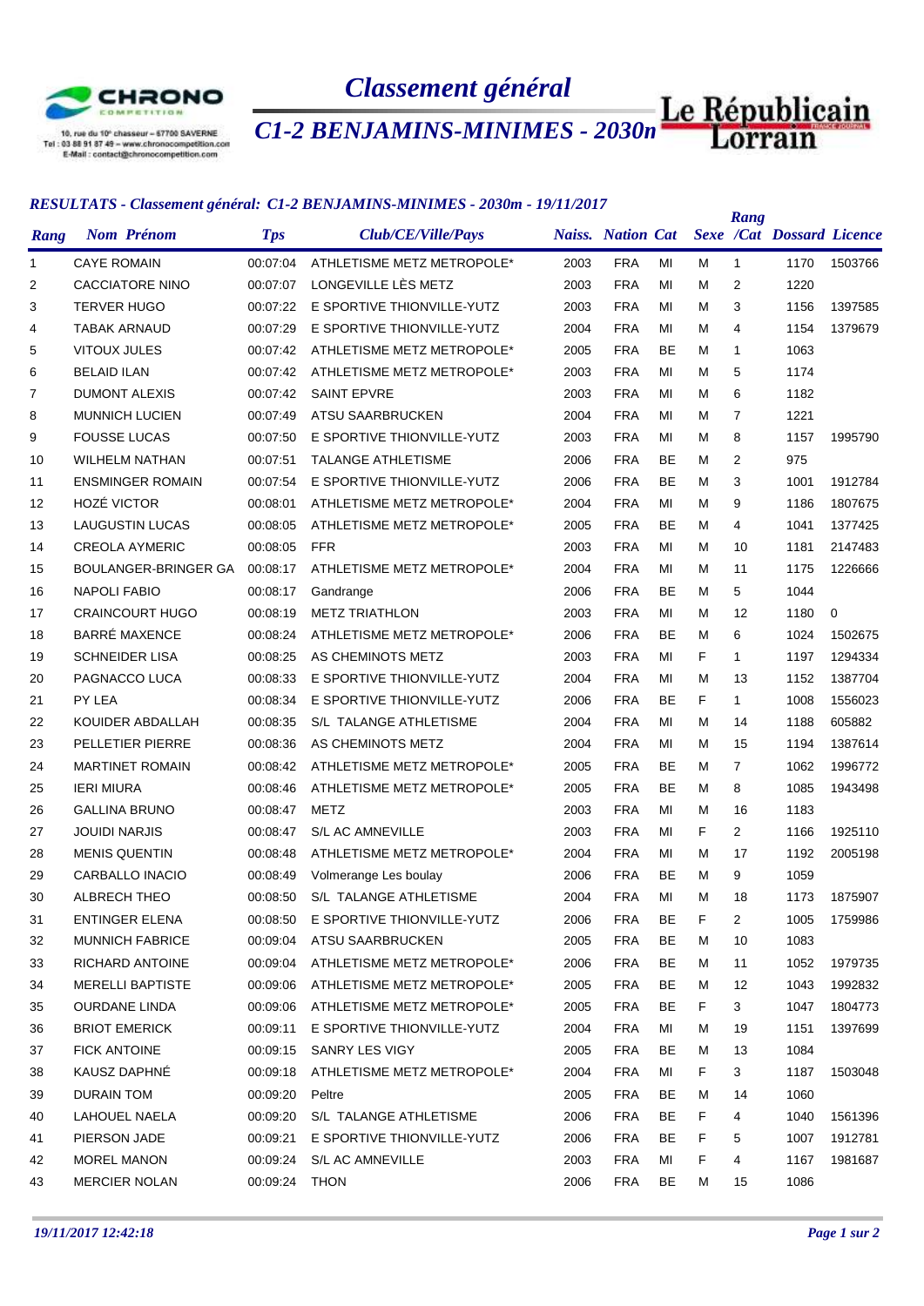# Classement général

## C1-2 BENJAMINS-MINIMES - 2030m

10, rue du 10e chasseur – 67700 SAVERNE
Tel : 03 88 91 87 49 – www.chronocompetition.com
E-Mail : contact@chronocompetition.com

### *RESULTATS - Classement général: C1-2 BENJAMINS-MINIMES - 2030m - 19/11/2017*

| Rang | Nom Prénom | Tps | Club/CE/Ville/Pays | Naiss. | Nation | Cat | Sexe | Rang /Cat | Dossard | Licence |
|---|---|---|---|---|---|---|---|---|---|---|
| 1 | CAYE ROMAIN | 00:07:04 | ATHLETISME METZ METROPOLE* | 2003 | FRA | MI | M | 1 | 1170 | 1503766 |
| 2 | CACCIATORE NINO | 00:07:07 | LONGEVILLE LÈS METZ | 2003 | FRA | MI | M | 2 | 1220 | |
| 3 | TERVER HUGO | 00:07:22 | E SPORTIVE THIONVILLE-YUTZ | 2003 | FRA | MI | M | 3 | 1156 | 1397585 |
| 4 | TABAK ARNAUD | 00:07:29 | E SPORTIVE THIONVILLE-YUTZ | 2004 | FRA | MI | M | 4 | 1154 | 1379679 |
| 5 | VITOUX JULES | 00:07:42 | ATHLETISME METZ METROPOLE* | 2005 | FRA | BE | M | 1 | 1063 | |
| 6 | BELAID ILAN | 00:07:42 | ATHLETISME METZ METROPOLE* | 2003 | FRA | MI | M | 5 | 1174 | |
| 7 | DUMONT ALEXIS | 00:07:42 | SAINT EPVRE | 2003 | FRA | MI | M | 6 | 1182 | |
| 8 | MUNNICH LUCIEN | 00:07:49 | ATSU SAARBRUCKEN | 2004 | FRA | MI | M | 7 | 1221 | |
| 9 | FOUSSE LUCAS | 00:07:50 | E SPORTIVE THIONVILLE-YUTZ | 2003 | FRA | MI | M | 8 | 1157 | 1995790 |
| 10 | WILHELM NATHAN | 00:07:51 | TALANGE ATHLETISME | 2006 | FRA | BE | M | 2 | 975 | |
| 11 | ENSMINGER ROMAIN | 00:07:54 | E SPORTIVE THIONVILLE-YUTZ | 2006 | FRA | BE | M | 3 | 1001 | 1912784 |
| 12 | HOZÉ VICTOR | 00:08:01 | ATHLETISME METZ METROPOLE* | 2004 | FRA | MI | M | 9 | 1186 | 1807675 |
| 13 | LAUGUSTIN LUCAS | 00:08:05 | ATHLETISME METZ METROPOLE* | 2005 | FRA | BE | M | 4 | 1041 | 1377425 |
| 14 | CREOLA AYMERIC | 00:08:05 | FFR | 2003 | FRA | MI | M | 10 | 1181 | 2147483 |
| 15 | BOULANGER-BRINGER GA | 00:08:17 | ATHLETISME METZ METROPOLE* | 2004 | FRA | MI | M | 11 | 1175 | 1226666 |
| 16 | NAPOLI FABIO | 00:08:17 | Gandrange | 2006 | FRA | BE | M | 5 | 1044 | |
| 17 | CRAINCOURT HUGO | 00:08:19 | METZ TRIATHLON | 2003 | FRA | MI | M | 12 | 1180 | 0 |
| 18 | BARRÉ MAXENCE | 00:08:24 | ATHLETISME METZ METROPOLE* | 2006 | FRA | BE | M | 6 | 1024 | 1502675 |
| 19 | SCHNEIDER LISA | 00:08:25 | AS CHEMINOTS METZ | 2003 | FRA | MI | F | 1 | 1197 | 1294334 |
| 20 | PAGNACCO LUCA | 00:08:33 | E SPORTIVE THIONVILLE-YUTZ | 2004 | FRA | MI | M | 13 | 1152 | 1387704 |
| 21 | PY LEA | 00:08:34 | E SPORTIVE THIONVILLE-YUTZ | 2006 | FRA | BE | F | 1 | 1008 | 1556023 |
| 22 | KOUIDER ABDALLAH | 00:08:35 | S/L TALANGE ATHLETISME | 2004 | FRA | MI | M | 14 | 1188 | 605882 |
| 23 | PELLETIER PIERRE | 00:08:36 | AS CHEMINOTS METZ | 2004 | FRA | MI | M | 15 | 1194 | 1387614 |
| 24 | MARTINET ROMAIN | 00:08:42 | ATHLETISME METZ METROPOLE* | 2005 | FRA | BE | M | 7 | 1062 | 1996772 |
| 25 | IERI MIURA | 00:08:46 | ATHLETISME METZ METROPOLE* | 2005 | FRA | BE | M | 8 | 1085 | 1943498 |
| 26 | GALLINA BRUNO | 00:08:47 | METZ | 2003 | FRA | MI | M | 16 | 1183 | |
| 27 | JOUIDI NARJIS | 00:08:47 | S/L AC AMNEVILLE | 2003 | FRA | MI | F | 2 | 1166 | 1925110 |
| 28 | MENIS QUENTIN | 00:08:48 | ATHLETISME METZ METROPOLE* | 2004 | FRA | MI | M | 17 | 1192 | 2005198 |
| 29 | CARBALLO INACIO | 00:08:49 | Volmerange Les boulay | 2006 | FRA | BE | M | 9 | 1059 | |
| 30 | ALBRECH THEO | 00:08:50 | S/L TALANGE ATHLETISME | 2004 | FRA | MI | M | 18 | 1173 | 1875907 |
| 31 | ENTINGER ELENA | 00:08:50 | E SPORTIVE THIONVILLE-YUTZ | 2006 | FRA | BE | F | 2 | 1005 | 1759986 |
| 32 | MUNNICH FABRICE | 00:09:04 | ATSU SAARBRUCKEN | 2005 | FRA | BE | M | 10 | 1083 | |
| 33 | RICHARD ANTOINE | 00:09:04 | ATHLETISME METZ METROPOLE* | 2006 | FRA | BE | M | 11 | 1052 | 1979735 |
| 34 | MERELLI BAPTISTE | 00:09:06 | ATHLETISME METZ METROPOLE* | 2005 | FRA | BE | M | 12 | 1043 | 1992832 |
| 35 | OURDANE LINDA | 00:09:06 | ATHLETISME METZ METROPOLE* | 2005 | FRA | BE | F | 3 | 1047 | 1804773 |
| 36 | BRIOT EMERICK | 00:09:11 | E SPORTIVE THIONVILLE-YUTZ | 2004 | FRA | MI | M | 19 | 1151 | 1397699 |
| 37 | FICK ANTOINE | 00:09:15 | SANRY LES VIGY | 2005 | FRA | BE | M | 13 | 1084 | |
| 38 | KAUSZ DAPHNÉ | 00:09:18 | ATHLETISME METZ METROPOLE* | 2004 | FRA | MI | F | 3 | 1187 | 1503048 |
| 39 | DURAIN TOM | 00:09:20 | Peltre | 2005 | FRA | BE | M | 14 | 1060 | |
| 40 | LAHOUEL NAELA | 00:09:20 | S/L TALANGE ATHLETISME | 2006 | FRA | BE | F | 4 | 1040 | 1561396 |
| 41 | PIERSON JADE | 00:09:21 | E SPORTIVE THIONVILLE-YUTZ | 2006 | FRA | BE | F | 5 | 1007 | 1912781 |
| 42 | MOREL MANON | 00:09:24 | S/L AC AMNEVILLE | 2003 | FRA | MI | F | 4 | 1167 | 1981687 |
| 43 | MERCIER NOLAN | 00:09:24 | THON | 2006 | FRA | BE | M | 15 | 1086 | |

*19/11/2017 12:42:18*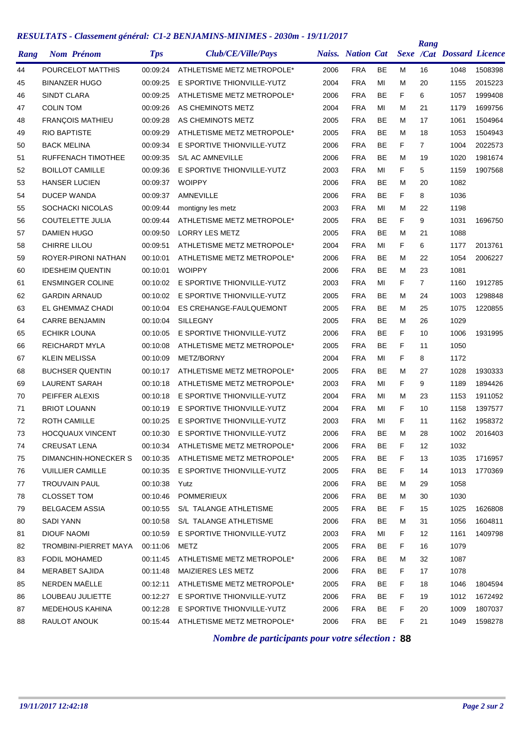## RESULTATS - Classement général: C1-2 BENJAMINS-MINIMES - 2030m - 19/11/2017

| Rang | Nom Prénom | Tps | Club/CE/Ville/Pays | Naiss. | Nation | Cat | Sexe | Rang /Cat | Dossard | Licence |
|---|---|---|---|---|---|---|---|---|---|---|
| 44 | POURCELOT MATTHIS | 00:09:24 | ATHLETISME METZ METROPOLE* | 2006 | FRA | BE | M | 16 | 1048 | 1508398 |
| 45 | BINANZER HUGO | 00:09:25 | E SPORTIVE THIONVILLE-YUTZ | 2004 | FRA | MI | M | 20 | 1155 | 2015223 |
| 46 | SINDT CLARA | 00:09:25 | ATHLETISME METZ METROPOLE* | 2006 | FRA | BE | F | 6 | 1057 | 1999408 |
| 47 | COLIN TOM | 00:09:26 | AS CHEMINOTS METZ | 2004 | FRA | MI | M | 21 | 1179 | 1699756 |
| 48 | FRANÇOIS MATHIEU | 00:09:28 | AS CHEMINOTS METZ | 2005 | FRA | BE | M | 17 | 1061 | 1504964 |
| 49 | RIO BAPTISTE | 00:09:29 | ATHLETISME METZ METROPOLE* | 2005 | FRA | BE | M | 18 | 1053 | 1504943 |
| 50 | BACK MELINA | 00:09:34 | E SPORTIVE THIONVILLE-YUTZ | 2006 | FRA | BE | F | 7 | 1004 | 2022573 |
| 51 | RUFFENACH TIMOTHEE | 00:09:35 | S/L AC AMNEVILLE | 2006 | FRA | BE | M | 19 | 1020 | 1981674 |
| 52 | BOILLOT CAMILLE | 00:09:36 | E SPORTIVE THIONVILLE-YUTZ | 2003 | FRA | MI | F | 5 | 1159 | 1907568 |
| 53 | HANSER LUCIEN | 00:09:37 | WOIPPY | 2006 | FRA | BE | M | 20 | 1082 | |
| 54 | DUCEP WANDA | 00:09:37 | AMNEVILLE | 2006 | FRA | BE | F | 8 | 1036 | |
| 55 | SOCHACKI NICOLAS | 00:09:44 | montigny les metz | 2003 | FRA | MI | M | 22 | 1198 | |
| 56 | COUTELETTE JULIA | 00:09:44 | ATHLETISME METZ METROPOLE* | 2005 | FRA | BE | F | 9 | 1031 | 1696750 |
| 57 | DAMIEN HUGO | 00:09:50 | LORRY LES METZ | 2005 | FRA | BE | M | 21 | 1088 | |
| 58 | CHIRRE LILOU | 00:09:51 | ATHLETISME METZ METROPOLE* | 2004 | FRA | MI | F | 6 | 1177 | 2013761 |
| 59 | ROYER-PIRONI NATHAN | 00:10:01 | ATHLETISME METZ METROPOLE* | 2006 | FRA | BE | M | 22 | 1054 | 2006227 |
| 60 | IDESHEIM QUENTIN | 00:10:01 | WOIPPY | 2006 | FRA | BE | M | 23 | 1081 | |
| 61 | ENSMINGER COLINE | 00:10:02 | E SPORTIVE THIONVILLE-YUTZ | 2003 | FRA | MI | F | 7 | 1160 | 1912785 |
| 62 | GARDIN ARNAUD | 00:10:02 | E SPORTIVE THIONVILLE-YUTZ | 2005 | FRA | BE | M | 24 | 1003 | 1298848 |
| 63 | EL GHEMMAZ CHADI | 00:10:04 | ES CREHANGE-FAULQUEMONT | 2005 | FRA | BE | M | 25 | 1075 | 1220855 |
| 64 | CARRE BENJAMIN | 00:10:04 | SILLEGNY | 2005 | FRA | BE | M | 26 | 1029 | |
| 65 | ECHIKR LOUNA | 00:10:05 | E SPORTIVE THIONVILLE-YUTZ | 2006 | FRA | BE | F | 10 | 1006 | 1931995 |
| 66 | REICHARDT MYLA | 00:10:08 | ATHLETISME METZ METROPOLE* | 2005 | FRA | BE | F | 11 | 1050 | |
| 67 | KLEIN MELISSA | 00:10:09 | METZ/BORNY | 2004 | FRA | MI | F | 8 | 1172 | |
| 68 | BUCHSER QUENTIN | 00:10:17 | ATHLETISME METZ METROPOLE* | 2005 | FRA | BE | M | 27 | 1028 | 1930333 |
| 69 | LAURENT SARAH | 00:10:18 | ATHLETISME METZ METROPOLE* | 2003 | FRA | MI | F | 9 | 1189 | 1894426 |
| 70 | PEIFFER ALEXIS | 00:10:18 | E SPORTIVE THIONVILLE-YUTZ | 2004 | FRA | MI | M | 23 | 1153 | 1911052 |
| 71 | BRIOT LOUANN | 00:10:19 | E SPORTIVE THIONVILLE-YUTZ | 2004 | FRA | MI | F | 10 | 1158 | 1397577 |
| 72 | ROTH CAMILLE | 00:10:25 | E SPORTIVE THIONVILLE-YUTZ | 2003 | FRA | MI | F | 11 | 1162 | 1958372 |
| 73 | HOCQUAUX VINCENT | 00:10:30 | E SPORTIVE THIONVILLE-YUTZ | 2006 | FRA | BE | M | 28 | 1002 | 2016403 |
| 74 | CREUSAT LENA | 00:10:34 | ATHLETISME METZ METROPOLE* | 2006 | FRA | BE | F | 12 | 1032 | |
| 75 | DIMANCHIN-HONECKER S | 00:10:35 | ATHLETISME METZ METROPOLE* | 2005 | FRA | BE | F | 13 | 1035 | 1716957 |
| 76 | VUILLIER CAMILLE | 00:10:35 | E SPORTIVE THIONVILLE-YUTZ | 2005 | FRA | BE | F | 14 | 1013 | 1770369 |
| 77 | TROUVAIN PAUL | 00:10:38 | Yutz | 2006 | FRA | BE | M | 29 | 1058 | |
| 78 | CLOSSET TOM | 00:10:46 | POMMERIEUX | 2006 | FRA | BE | M | 30 | 1030 | |
| 79 | BELGACEM ASSIA | 00:10:55 | S/L TALANGE ATHLETISME | 2005 | FRA | BE | F | 15 | 1025 | 1626808 |
| 80 | SADI YANN | 00:10:58 | S/L TALANGE ATHLETISME | 2006 | FRA | BE | M | 31 | 1056 | 1604811 |
| 81 | DIOUF NAOMI | 00:10:59 | E SPORTIVE THIONVILLE-YUTZ | 2003 | FRA | MI | F | 12 | 1161 | 1409798 |
| 82 | TROMBINI-PIERRET MAYA | 00:11:06 | METZ | 2005 | FRA | BE | F | 16 | 1079 | |
| 83 | FODIL MOHAMED | 00:11:45 | ATHLETISME METZ METROPOLE* | 2006 | FRA | BE | M | 32 | 1087 | |
| 84 | MERABET SAJIDA | 00:11:48 | MAIZIERES LES METZ | 2006 | FRA | BE | F | 17 | 1078 | |
| 85 | NERDEN MAËLLE | 00:12:11 | ATHLETISME METZ METROPOLE* | 2005 | FRA | BE | F | 18 | 1046 | 1804594 |
| 86 | LOUBEAU JULIETTE | 00:12:27 | E SPORTIVE THIONVILLE-YUTZ | 2006 | FRA | BE | F | 19 | 1012 | 1672492 |
| 87 | MEDEHOUS KAHINA | 00:12:28 | E SPORTIVE THIONVILLE-YUTZ | 2006 | FRA | BE | F | 20 | 1009 | 1807037 |
| 88 | RAULOT ANOUK | 00:15:44 | ATHLETISME METZ METROPOLE* | 2006 | FRA | BE | F | 21 | 1049 | 1598278 |

*Nombre de participants pour votre sélection :* **88**

*19/11/2017 12:42:18*